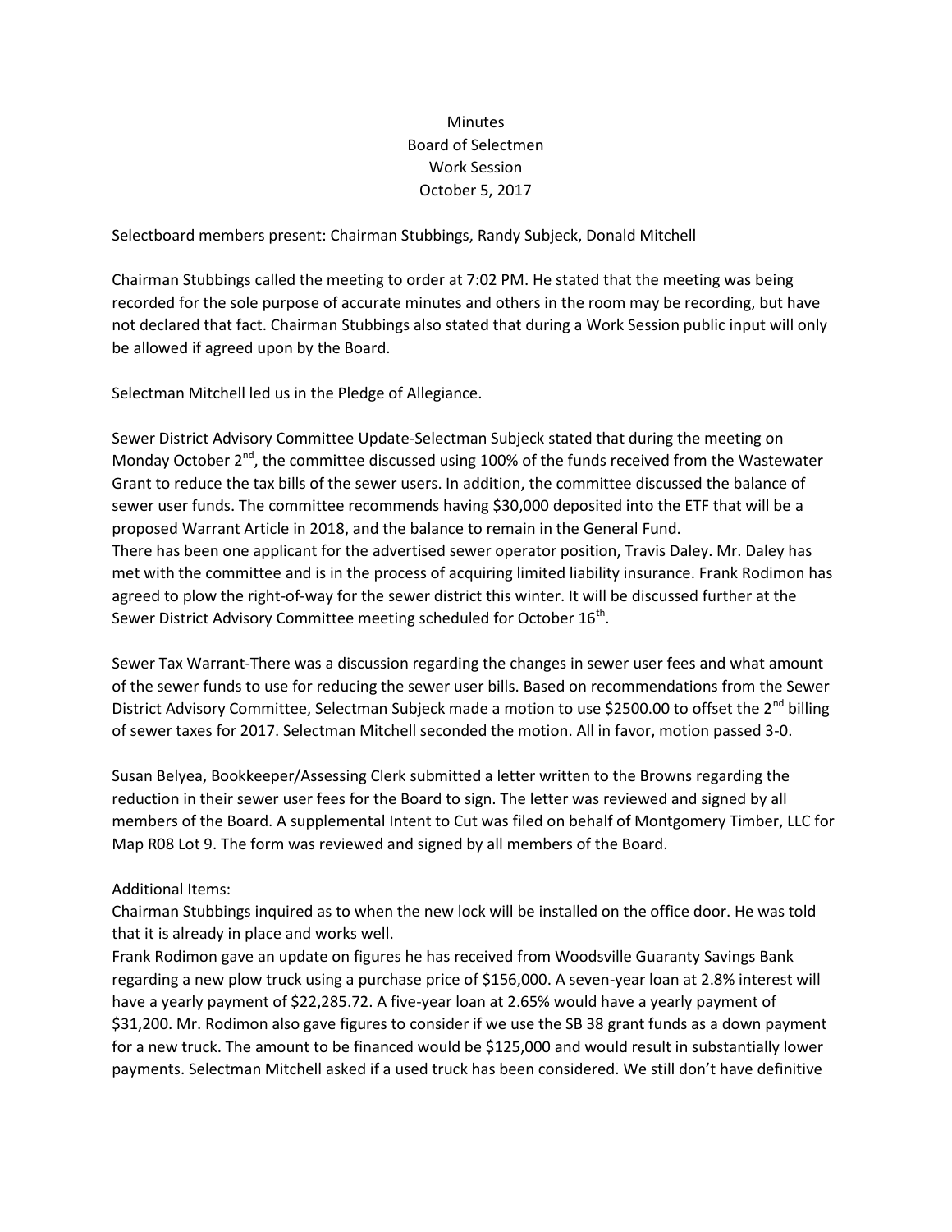# Minutes
## Board of Selectmen
## Work Session
## October 5, 2017

Selectboard members present: Chairman Stubbings, Randy Subjeck, Donald Mitchell

Chairman Stubbings called the meeting to order at 7:02 PM. He stated that the meeting was being recorded for the sole purpose of accurate minutes and others in the room may be recording, but have not declared that fact. Chairman Stubbings also stated that during a Work Session public input will only be allowed if agreed upon by the Board.

Selectman Mitchell led us in the Pledge of Allegiance.

Sewer District Advisory Committee Update-Selectman Subjeck stated that during the meeting on Monday October 2nd, the committee discussed using 100% of the funds received from the Wastewater Grant to reduce the tax bills of the sewer users. In addition, the committee discussed the balance of sewer user funds. The committee recommends having $30,000 deposited into the ETF that will be a proposed Warrant Article in 2018, and the balance to remain in the General Fund.
There has been one applicant for the advertised sewer operator position, Travis Daley. Mr. Daley has met with the committee and is in the process of acquiring limited liability insurance. Frank Rodimon has agreed to plow the right-of-way for the sewer district this winter. It will be discussed further at the Sewer District Advisory Committee meeting scheduled for October 16th.

Sewer Tax Warrant-There was a discussion regarding the changes in sewer user fees and what amount of the sewer funds to use for reducing the sewer user bills. Based on recommendations from the Sewer District Advisory Committee, Selectman Subjeck made a motion to use $2500.00 to offset the 2nd billing of sewer taxes for 2017. Selectman Mitchell seconded the motion. All in favor, motion passed 3-0.

Susan Belyea, Bookkeeper/Assessing Clerk submitted a letter written to the Browns regarding the reduction in their sewer user fees for the Board to sign. The letter was reviewed and signed by all members of the Board. A supplemental Intent to Cut was filed on behalf of Montgomery Timber, LLC for Map R08 Lot 9. The form was reviewed and signed by all members of the Board.

Additional Items:
Chairman Stubbings inquired as to when the new lock will be installed on the office door. He was told that it is already in place and works well.
Frank Rodimon gave an update on figures he has received from Woodsville Guaranty Savings Bank regarding a new plow truck using a purchase price of $156,000. A seven-year loan at 2.8% interest will have a yearly payment of $22,285.72. A five-year loan at 2.65% would have a yearly payment of $31,200. Mr. Rodimon also gave figures to consider if we use the SB 38 grant funds as a down payment for a new truck. The amount to be financed would be $125,000 and would result in substantially lower payments. Selectman Mitchell asked if a used truck has been considered. We still don't have definitive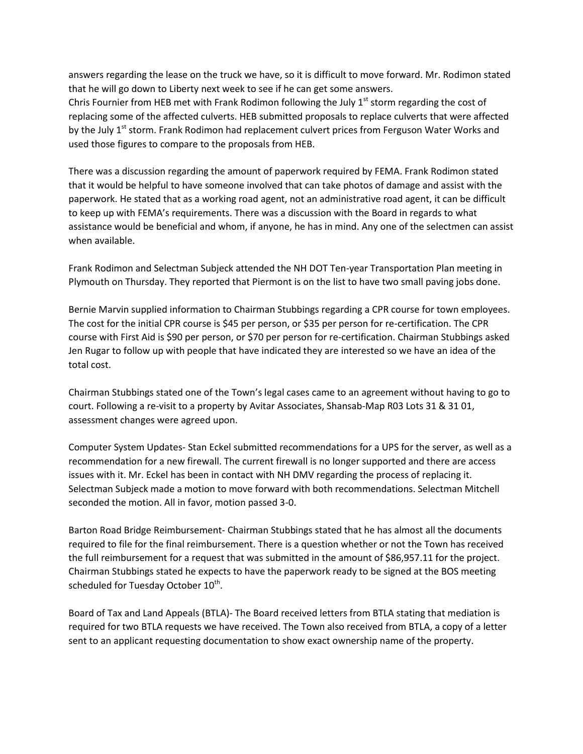answers regarding the lease on the truck we have, so it is difficult to move forward. Mr. Rodimon stated that he will go down to Liberty next week to see if he can get some answers.
Chris Fournier from HEB met with Frank Rodimon following the July 1st storm regarding the cost of replacing some of the affected culverts. HEB submitted proposals to replace culverts that were affected by the July 1st storm. Frank Rodimon had replacement culvert prices from Ferguson Water Works and used those figures to compare to the proposals from HEB.

There was a discussion regarding the amount of paperwork required by FEMA. Frank Rodimon stated that it would be helpful to have someone involved that can take photos of damage and assist with the paperwork. He stated that as a working road agent, not an administrative road agent, it can be difficult to keep up with FEMA's requirements. There was a discussion with the Board in regards to what assistance would be beneficial and whom, if anyone, he has in mind. Any one of the selectmen can assist when available.

Frank Rodimon and Selectman Subjeck attended the NH DOT Ten-year Transportation Plan meeting in Plymouth on Thursday. They reported that Piermont is on the list to have two small paving jobs done.

Bernie Marvin supplied information to Chairman Stubbings regarding a CPR course for town employees. The cost for the initial CPR course is $45 per person, or $35 per person for re-certification. The CPR course with First Aid is $90 per person, or $70 per person for re-certification. Chairman Stubbings asked Jen Rugar to follow up with people that have indicated they are interested so we have an idea of the total cost.

Chairman Stubbings stated one of the Town's legal cases came to an agreement without having to go to court. Following a re-visit to a property by Avitar Associates, Shansab-Map R03 Lots 31 & 31 01, assessment changes were agreed upon.

Computer System Updates- Stan Eckel submitted recommendations for a UPS for the server, as well as a recommendation for a new firewall. The current firewall is no longer supported and there are access issues with it. Mr. Eckel has been in contact with NH DMV regarding the process of replacing it. Selectman Subjeck made a motion to move forward with both recommendations. Selectman Mitchell seconded the motion. All in favor, motion passed 3-0.

Barton Road Bridge Reimbursement- Chairman Stubbings stated that he has almost all the documents required to file for the final reimbursement. There is a question whether or not the Town has received the full reimbursement for a request that was submitted in the amount of $86,957.11 for the project. Chairman Stubbings stated he expects to have the paperwork ready to be signed at the BOS meeting scheduled for Tuesday October 10th.

Board of Tax and Land Appeals (BTLA)- The Board received letters from BTLA stating that mediation is required for two BTLA requests we have received. The Town also received from BTLA, a copy of a letter sent to an applicant requesting documentation to show exact ownership name of the property.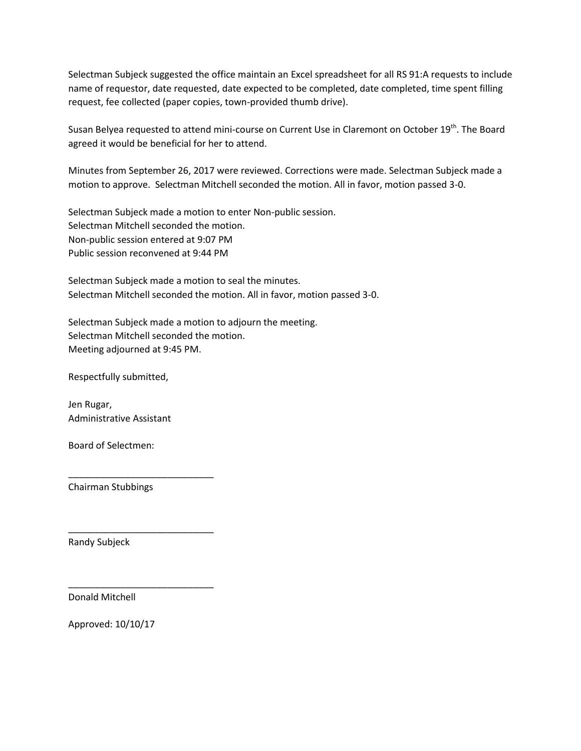Selectman Subjeck suggested the office maintain an Excel spreadsheet for all RS 91:A requests to include name of requestor, date requested, date expected to be completed, date completed, time spent filling request, fee collected (paper copies, town-provided thumb drive).

Susan Belyea requested to attend mini-course on Current Use in Claremont on October 19th. The Board agreed it would be beneficial for her to attend.

Minutes from September 26, 2017 were reviewed. Corrections were made. Selectman Subjeck made a motion to approve. Selectman Mitchell seconded the motion. All in favor, motion passed 3-0.

Selectman Subjeck made a motion to enter Non-public session.
Selectman Mitchell seconded the motion.
Non-public session entered at 9:07 PM
Public session reconvened at 9:44 PM

Selectman Subjeck made a motion to seal the minutes.
Selectman Mitchell seconded the motion. All in favor, motion passed 3-0.

Selectman Subjeck made a motion to adjourn the meeting.
Selectman Mitchell seconded the motion.
Meeting adjourned at 9:45 PM.

Respectfully submitted,

Jen Rugar,
Administrative Assistant

Board of Selectmen:

____________________________
Chairman Stubbings

____________________________
Randy Subjeck

____________________________
Donald Mitchell

Approved: 10/10/17